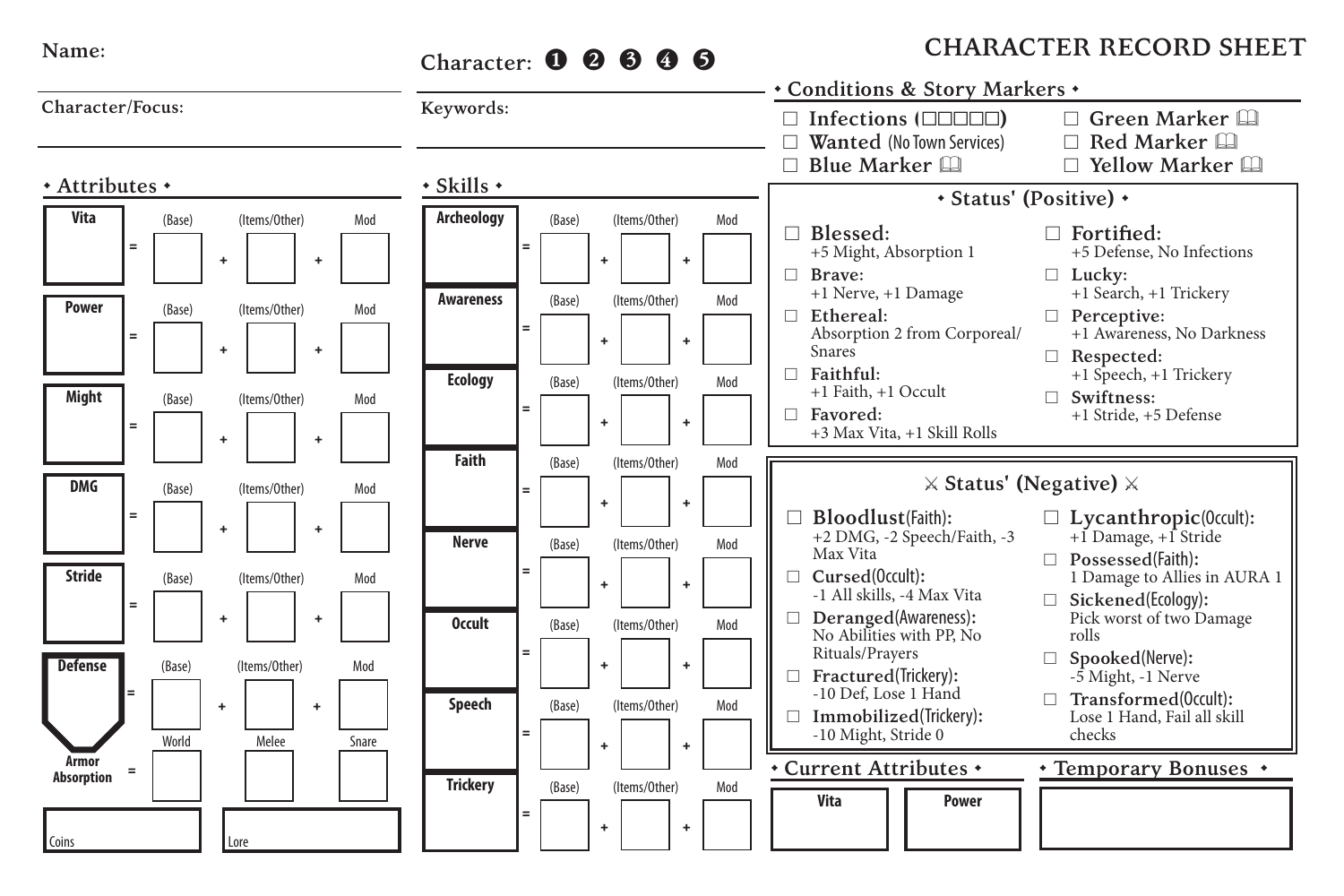# CHARACTER RECORD SHEET

Name:

Character/Focus:

Character: ❶ ❷ ❸ ❹ ❺

Keywords:

## ⋄ Conditions & Story Markers ⋄

- ☐ **Infections** (☐☐☐☐☐)
- ☐ **Wanted** (No Town Services)
- ☐ **Blue Marker** 🕮
- ☐ **Green Marker** 🕮
- ☐ **Red Marker** 🕮
- ☐ **Yellow Marker** 🕮

## ⋄ Attributes ⋄

| Attribute | | (Base) | | (Items/Other) | | Mod |
|---|---|---|---|---|---|---|
| Vita | = | | + | | + | |
| Power | = | | + | | + | |
| Might | = | | + | | + | |
| DMG | = | | + | | + | |
| Stride | = | | + | | + | |
| Defense | = | | + | | + | |

| | | World | Melee | Snare |
|---|---|---|---|---|
| Armor Absorption | = | | | |

Coins

Lore

## ⋄ Skills ⋄

| Skill | | (Base) | | (Items/Other) | | Mod |
|---|---|---|---|---|---|---|
| Archeology | = | | + | | + | |
| Awareness | = | | + | | + | |
| Ecology | = | | + | | + | |
| Faith | = | | + | | + | |
| Nerve | = | | + | | + | |
| Occult | = | | + | | + | |
| Speech | = | | + | | + | |
| Trickery | = | | + | | + | |

## ⋄ Status' (Positive) ⋄

- ☐ **Blessed:** +5 Might, Absorption 1
- ☐ **Brave:** +1 Nerve, +1 Damage
- ☐ **Ethereal:** Absorption 2 from Corporeal/ Snares
- ☐ **Faithful:** +1 Faith, +1 Occult
- ☐ **Favored:** +3 Max Vita, +1 Skill Rolls
- ☐ **Fortified:** +5 Defense, No Infections
- ☐ **Lucky:** +1 Search, +1 Trickery
- ☐ **Perceptive:** +1 Awareness, No Darkness
- ☐ **Respected:** +1 Speech, +1 Trickery
- ☐ **Swiftness:** +1 Stride, +5 Defense

## ⚔ Status' (Negative) ⚔

- ☐ **Bloodlust**(Faith)**:** +2 DMG, -2 Speech/Faith, -3 Max Vita
- ☐ **Cursed**(Occult)**:** -1 All skills, -4 Max Vita
- ☐ **Deranged**(Awareness)**:** No Abilities with PP, No Rituals/Prayers
- ☐ **Fractured**(Trickery)**:** -10 Def, Lose 1 Hand
- ☐ **Immobilized**(Trickery)**:** -10 Might, Stride 0
- ☐ **Lycanthropic**(Occult)**:** +1 Damage, +1 Stride
- ☐ **Possessed**(Faith)**:** 1 Damage to Allies in AURA 1
- ☐ **Sickened**(Ecology)**:** Pick worst of two Damage rolls
- ☐ **Spooked**(Nerve)**:** -5 Might, -1 Nerve
- ☐ **Transformed**(Occult)**:** Lose 1 Hand, Fail all skill checks

## ⋄ Current Attributes ⋄

| Vita | Power |
|---|---|
| | |

## ⋄ Temporary Bonuses ⋄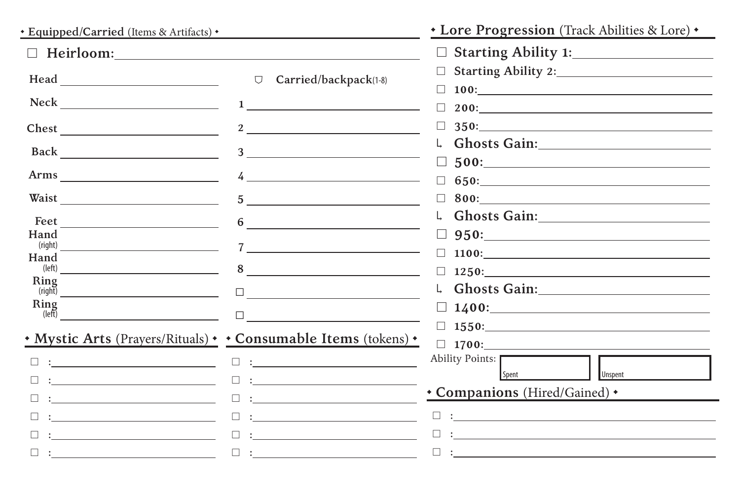## ◆ Equipped/Carried (Items & Artifacts) ◆

☐ **Heirloom:** ______

| | |
|---|---|
| **Head** ______ | ☐ **Carried/backpack** (1-8) |
| **Neck** ______ | 1 ______ |
| **Chest** ______ | 2 ______ |
| **Back** ______ | 3 ______ |
| **Arms** ______ | 4 ______ |
| **Waist** ______ | 5 ______ |
| **Feet** ______ | 6 ______ |
| **Hand** (right) ______ | 7 ______ |
| **Hand** (left) ______ | 8 ______ |
| **Ring** (right) ______ | ☐ ______ |
| **Ring** (left) ______ | ☐ ______ |

## ◆ Mystic Arts (Prayers/Rituals) ◆

- ☐ : ______
- ☐ : ______
- ☐ : ______
- ☐ : ______
- ☐ : ______
- ☐ : ______

## ◆ Consumable Items (tokens) ◆

- ☐ : ______
- ☐ : ______
- ☐ : ______
- ☐ : ______
- ☐ : ______
- ☐ : ______

## ◆ Lore Progression (Track Abilities & Lore) ◆

- ☐ **Starting Ability 1:** ______
- ☐ **Starting Ability 2:** ______
- ☐ **100:** ______
- ☐ **200:** ______
- ☐ **350:** ______
- ↳ **Ghosts Gain:** ______
- ☐ **500:** ______
- ☐ **650:** ______
- ☐ **800:** ______
- ↳ **Ghosts Gain:** ______
- ☐ **950:** ______
- ☐ **1100:** ______
- ☐ **1250:** ______
- ↳ **Ghosts Gain:** ______
- ☐ **1400:** ______
- ☐ **1550:** ______
- ☐ **1700:** ______

Ability Points: Spent ______ Unspent ______

## ◆ Companions (Hired/Gained) ◆

- ☐ : ______
- ☐ : ______
- ☐ : ______